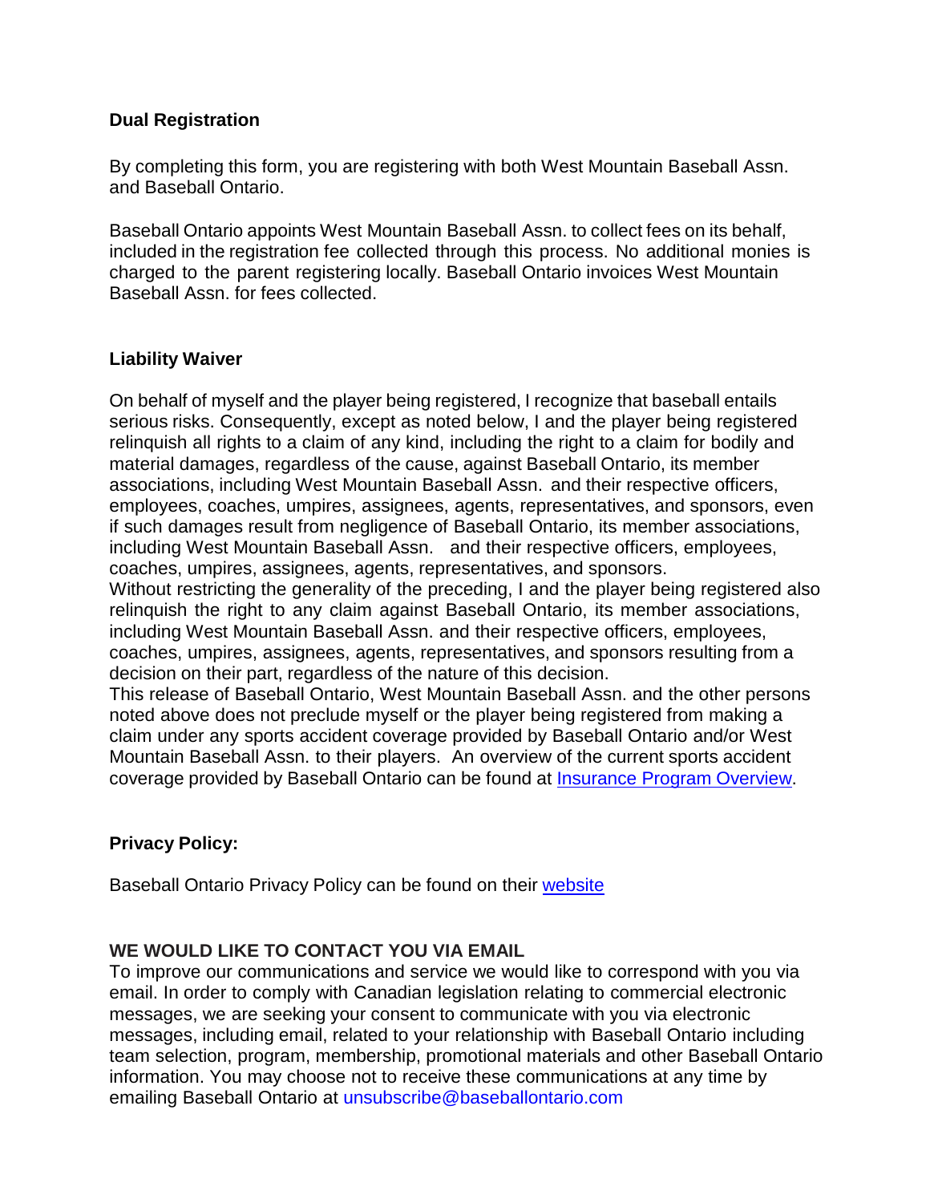## Dual Registration

By completing this form, you are registering with both West Mountain Baseball Assn. and Baseball Ontario.

Baseball Ontario appoints West Mountain Baseball Assn. to collect fees on its behalf, included in the registration fee collected through this process. No additional monies is charged to the parent registering locally. Baseball Ontario invoices West Mountain Baseball Assn. for fees collected.

## Liability Waiver

On behalf of myself and the player being registered, I recognize that baseball entails serious risks. Consequently, except as noted below, I and the player being registered relinquish all rights to a claim of any kind, including the right to a claim for bodily and material damages, regardless of the cause, against Baseball Ontario, its member associations, including West Mountain Baseball Assn. and their respective officers, employees, coaches, umpires, assignees, agents, representatives, and sponsors, even if such damages result from negligence of Baseball Ontario, its member associations, including West Mountain Baseball Assn. and their respective officers, employees, coaches, umpires, assignees, agents, representatives, and sponsors.
Without restricting the generality of the preceding, I and the player being registered also relinquish the right to any claim against Baseball Ontario, its member associations, including West Mountain Baseball Assn. and their respective officers, employees, coaches, umpires, assignees, agents, representatives, and sponsors resulting from a decision on their part, regardless of the nature of this decision.
This release of Baseball Ontario, West Mountain Baseball Assn. and the other persons noted above does not preclude myself or the player being registered from making a claim under any sports accident coverage provided by Baseball Ontario and/or West Mountain Baseball Assn. to their players. An overview of the current sports accident coverage provided by Baseball Ontario can be found at Insurance Program Overview.

## Privacy Policy:

Baseball Ontario Privacy Policy can be found on their website

## WE WOULD LIKE TO CONTACT YOU VIA EMAIL

To improve our communications and service we would like to correspond with you via email. In order to comply with Canadian legislation relating to commercial electronic messages, we are seeking your consent to communicate with you via electronic messages, including email, related to your relationship with Baseball Ontario including team selection, program, membership, promotional materials and other Baseball Ontario information. You may choose not to receive these communications at any time by emailing Baseball Ontario at unsubscribe@baseballontario.com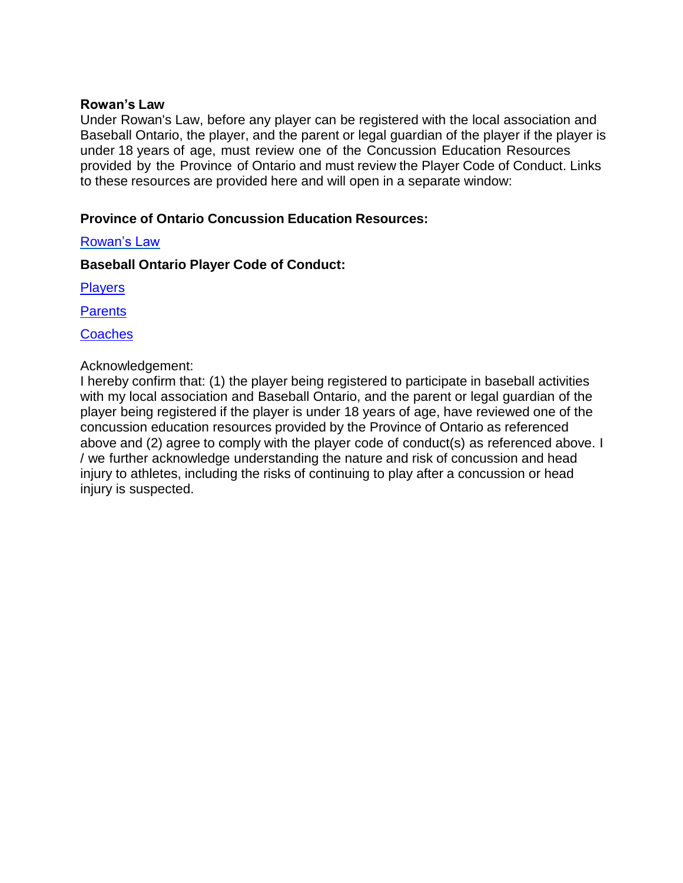**Rowan's Law**

Under Rowan's Law, before any player can be registered with the local association and Baseball Ontario, the player, and the parent or legal guardian of the player if the player is under 18 years of age, must review one of the Concussion Education Resources provided by the Province of Ontario and must review the Player Code of Conduct. Links to these resources are provided here and will open in a separate window:

**Province of Ontario Concussion Education Resources:**

Rowan's Law

**Baseball Ontario Player Code of Conduct:**

Players

Parents

Coaches

Acknowledgement:

I hereby confirm that: (1) the player being registered to participate in baseball activities with my local association and Baseball Ontario, and the parent or legal guardian of the player being registered if the player is under 18 years of age, have reviewed one of the concussion education resources provided by the Province of Ontario as referenced above and (2) agree to comply with the player code of conduct(s) as referenced above. I / we further acknowledge understanding the nature and risk of concussion and head injury to athletes, including the risks of continuing to play after a concussion or head injury is suspected.